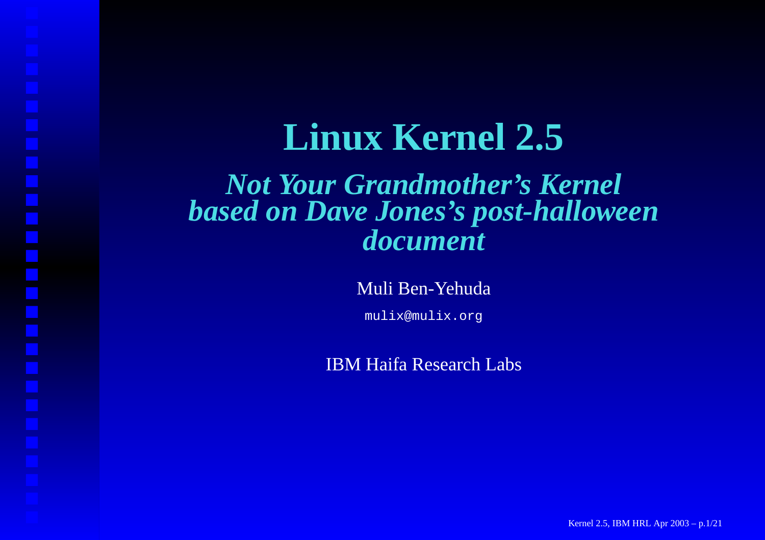# Linux Kernel 2.5

## *Not Your Grandmother's Kernel based on Dave Jones's post-halloween document*

Muli Ben-Yehuda

`mulix@mulix.org`

IBM Haifa Research Labs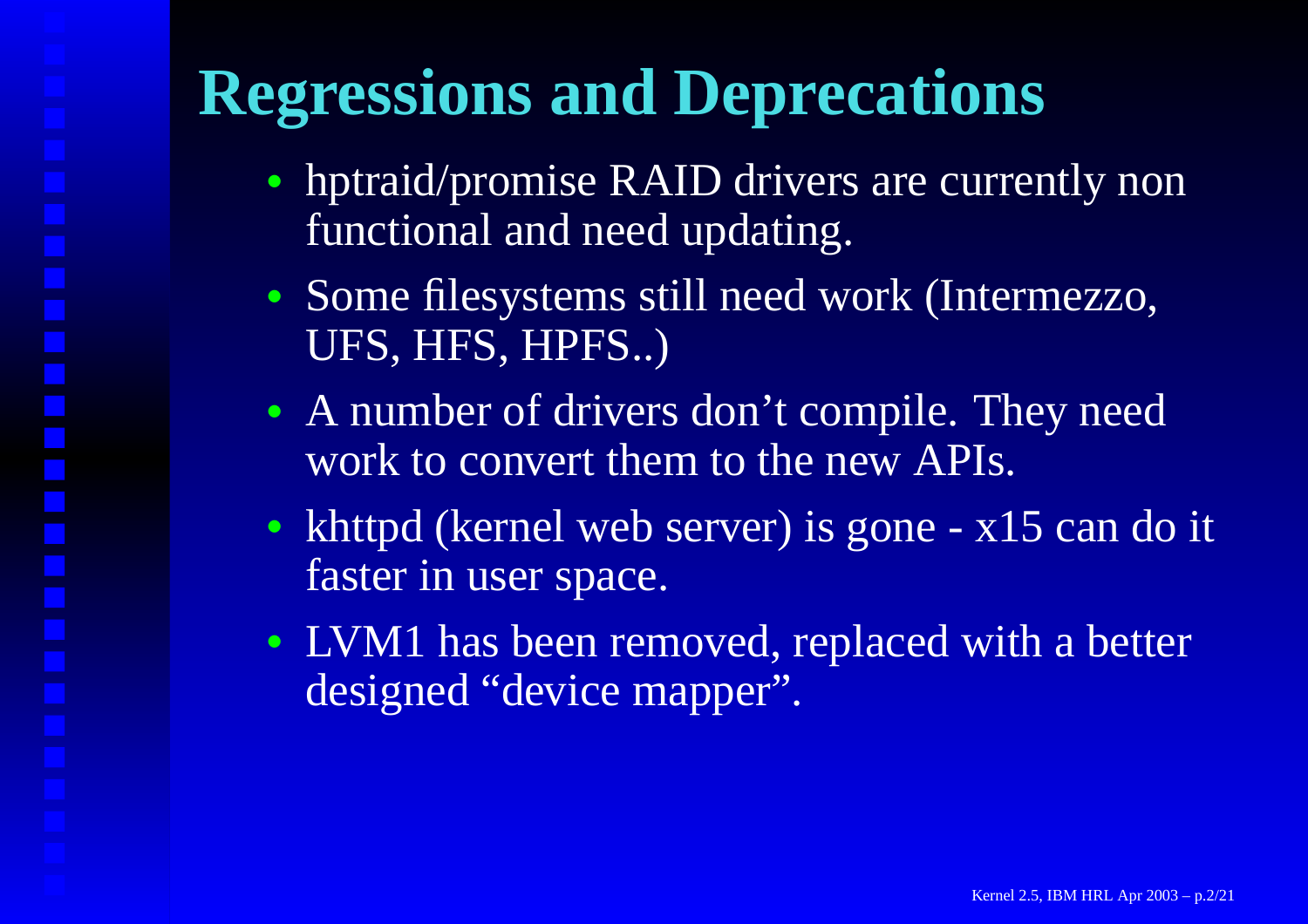# Regressions and Deprecations

- hptraid/promise RAID drivers are currently non functional and need updating.
- Some filesystems still need work (Intermezzo, UFS, HFS, HPFS..)
- A number of drivers don't compile. They need work to convert them to the new APIs.
- khttpd (kernel web server) is gone - x15 can do it faster in user space.
- LVM1 has been removed, replaced with a better designed "device mapper".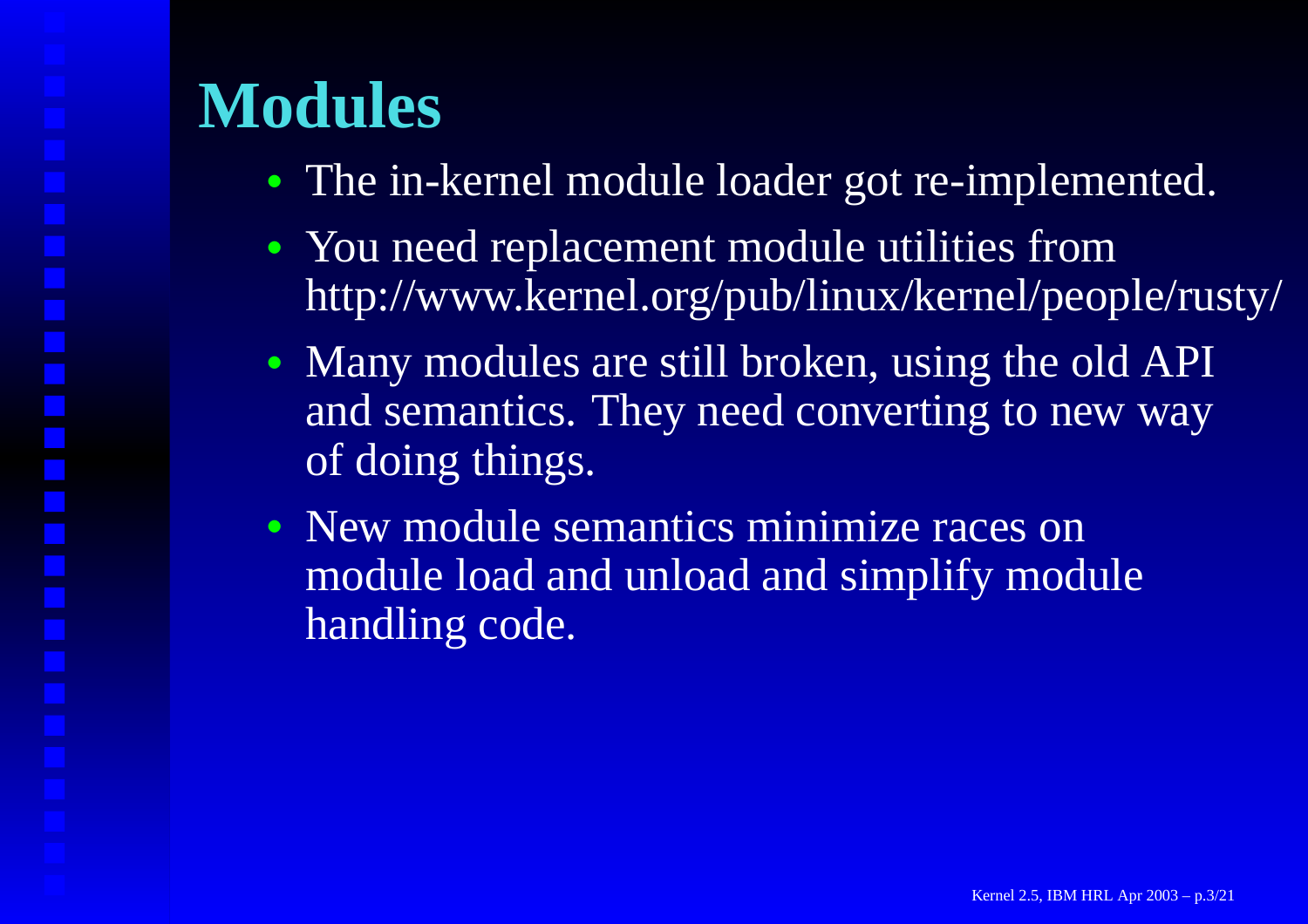# Modules

- The in-kernel module loader got re-implemented.
- You need replacement module utilities from http://www.kernel.org/pub/linux/kernel/people/rusty/
- Many modules are still broken, using the old API and semantics. They need converting to new way of doing things.
- New module semantics minimize races on module load and unload and simplify module handling code.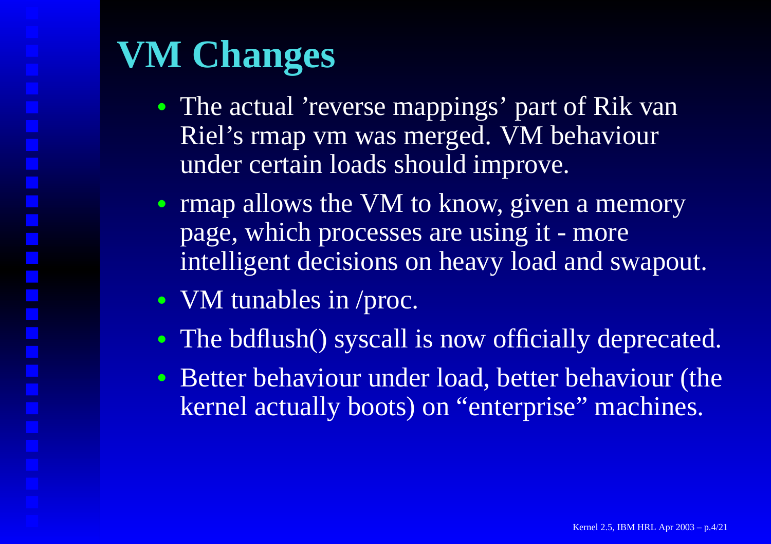# VM Changes

- The actual 'reverse mappings' part of Rik van Riel's rmap vm was merged. VM behaviour under certain loads should improve.
- rmap allows the VM to know, given a memory page, which processes are using it - more intelligent decisions on heavy load and swapout.
- VM tunables in /proc.
- The bdflush() syscall is now officially deprecated.
- Better behaviour under load, better behaviour (the kernel actually boots) on "enterprise" machines.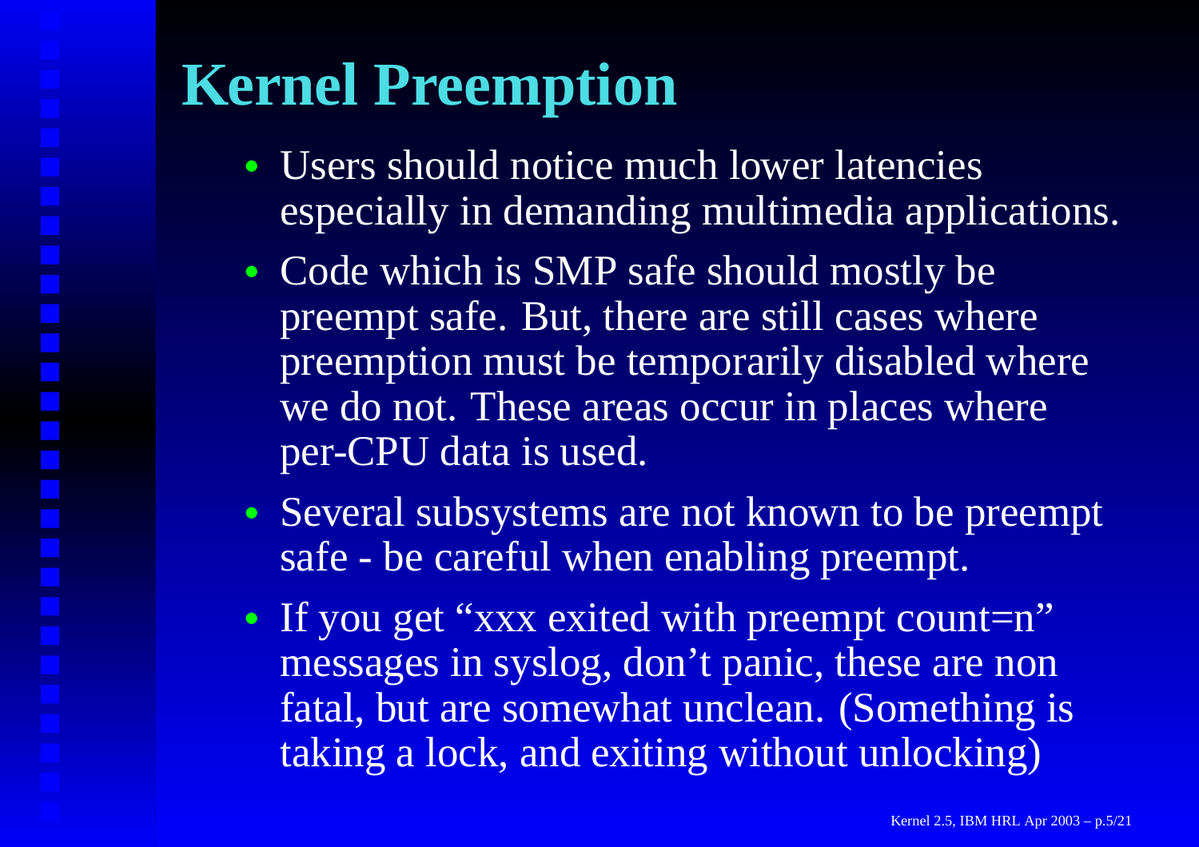# Kernel Preemption

- Users should notice much lower latencies especially in demanding multimedia applications.
- Code which is SMP safe should mostly be preempt safe. But, there are still cases where preemption must be temporarily disabled where we do not. These areas occur in places where per-CPU data is used.
- Several subsystems are not known to be preempt safe - be careful when enabling preempt.
- If you get "xxx exited with preempt count=n" messages in syslog, don't panic, these are non fatal, but are somewhat unclean. (Something is taking a lock, and exiting without unlocking)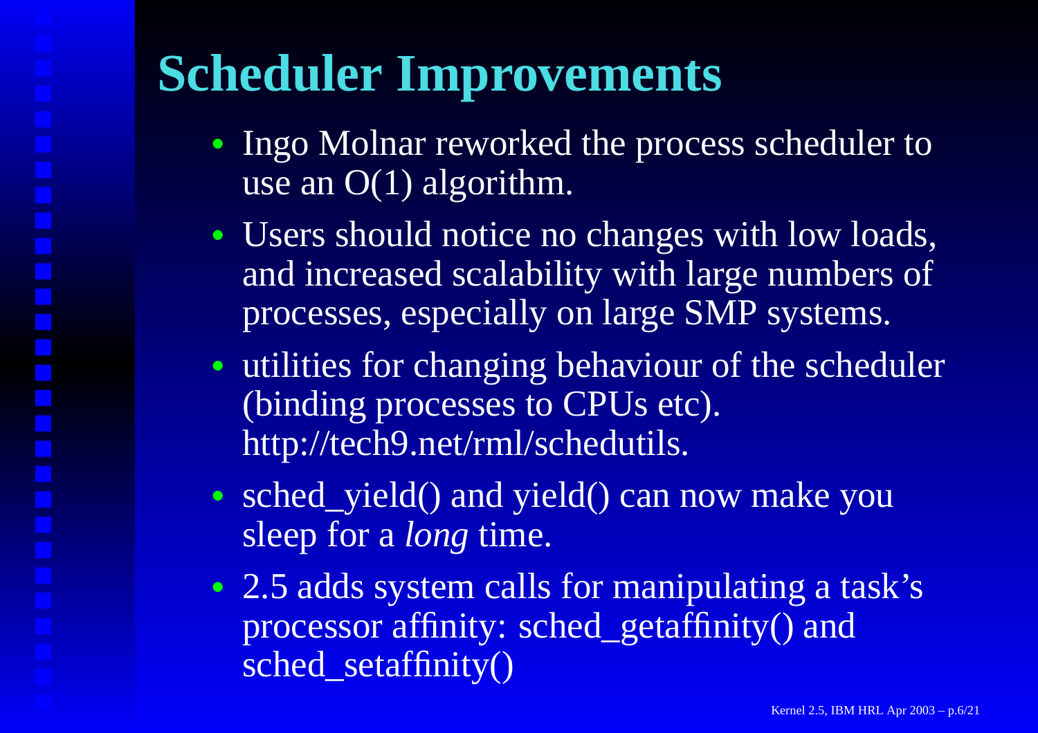# Scheduler Improvements

- Ingo Molnar reworked the process scheduler to use an O(1) algorithm.
- Users should notice no changes with low loads, and increased scalability with large numbers of processes, especially on large SMP systems.
- utilities for changing behaviour of the scheduler (binding processes to CPUs etc). http://tech9.net/rml/schedutils.
- sched_yield() and yield() can now make you sleep for a *long* time.
- 2.5 adds system calls for manipulating a task's processor affinity: sched_getaffinity() and sched_setaffinity()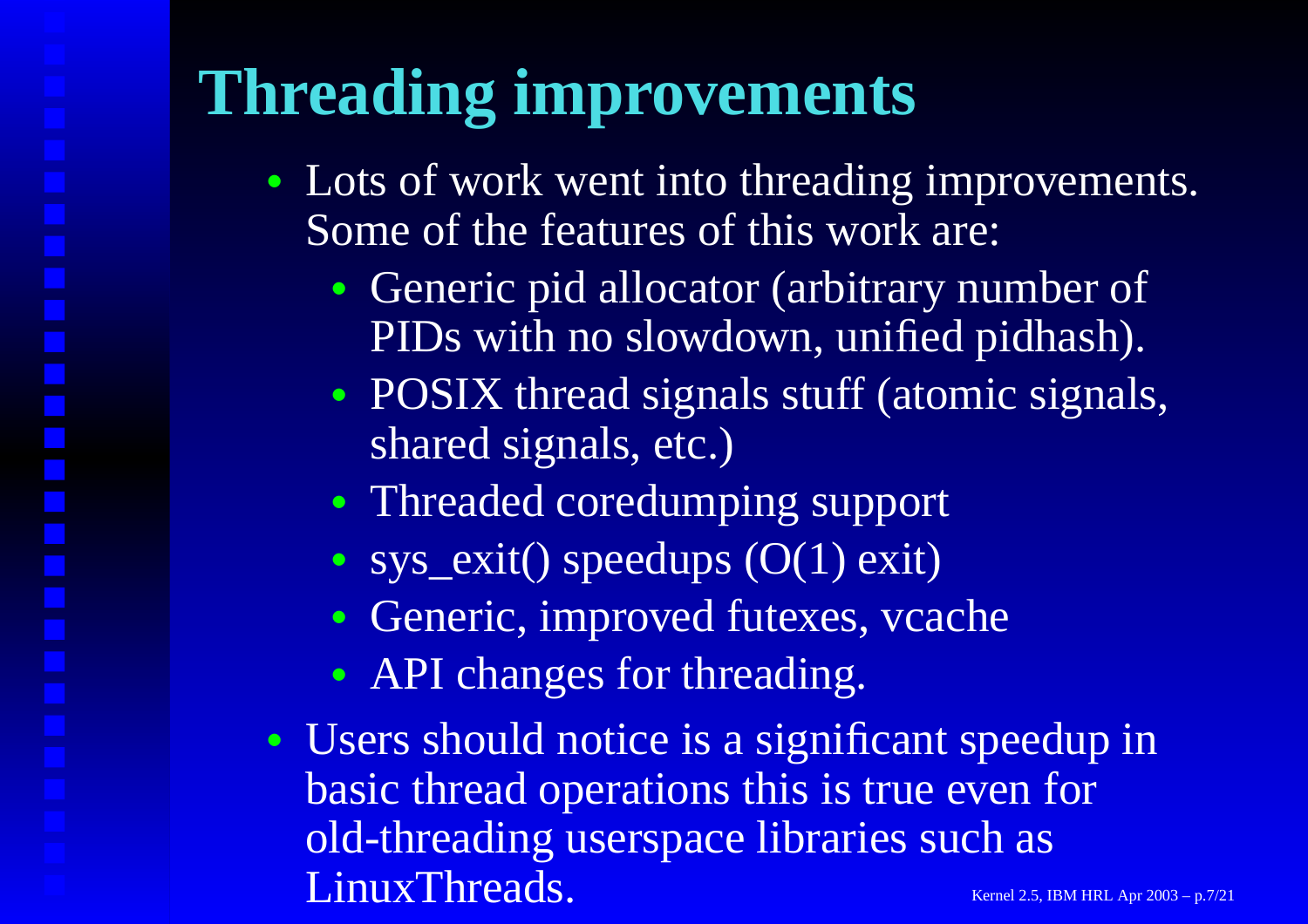# Threading improvements

- Lots of work went into threading improvements. Some of the features of this work are:
  - Generic pid allocator (arbitrary number of PIDs with no slowdown, unified pidhash).
  - POSIX thread signals stuff (atomic signals, shared signals, etc.)
  - Threaded coredumping support
  - sys_exit() speedups (O(1) exit)
  - Generic, improved futexes, vcache
  - API changes for threading.
- Users should notice is a significant speedup in basic thread operations this is true even for old-threading userspace libraries such as LinuxThreads.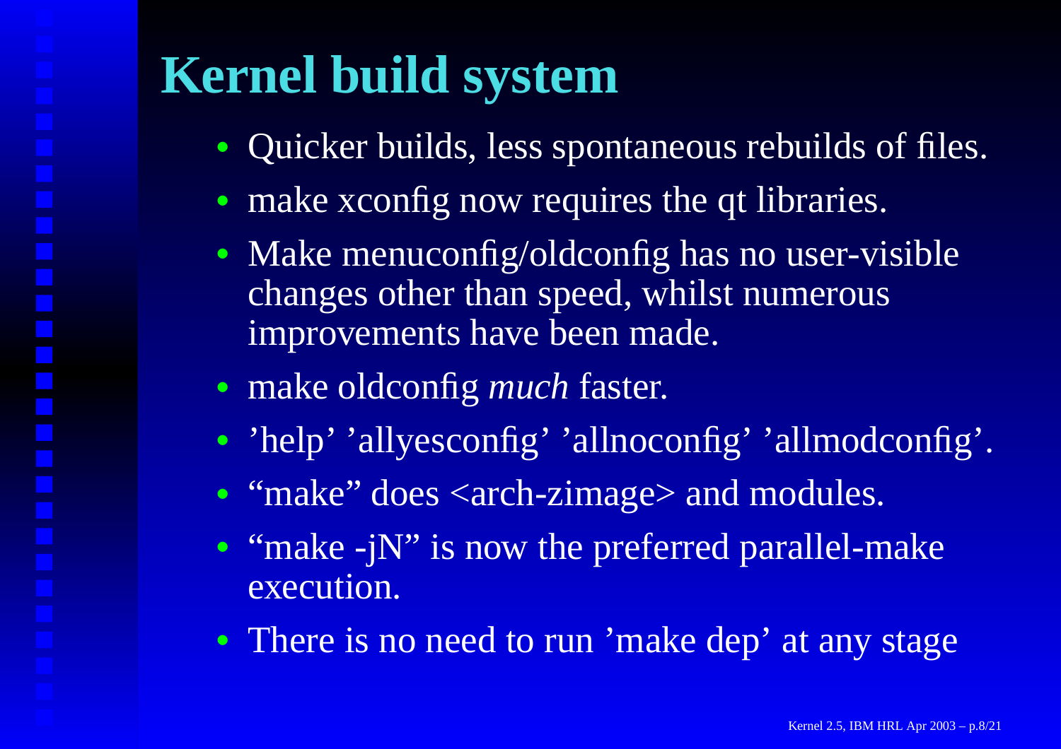# Kernel build system

- Quicker builds, less spontaneous rebuilds of files.
- make xconfig now requires the qt libraries.
- Make menuconfig/oldconfig has no user-visible changes other than speed, whilst numerous improvements have been made.
- make oldconfig *much* faster.
- ’help’ ’allyesconfig’ ’allnoconfig’ ’allmodconfig’.
- “make” does <arch-zimage> and modules.
- “make -jN” is now the preferred parallel-make execution.
- There is no need to run ’make dep’ at any stage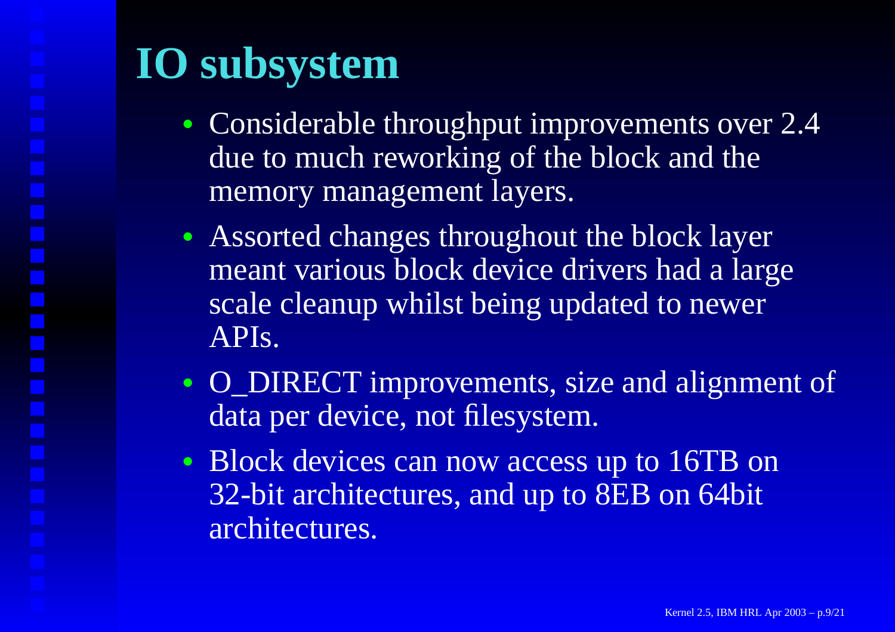# IO subsystem

- Considerable throughput improvements over 2.4 due to much reworking of the block and the memory management layers.
- Assorted changes throughout the block layer meant various block device drivers had a large scale cleanup whilst being updated to newer APIs.
- O_DIRECT improvements, size and alignment of data per device, not filesystem.
- Block devices can now access up to 16TB on 32-bit architectures, and up to 8EB on 64bit architectures.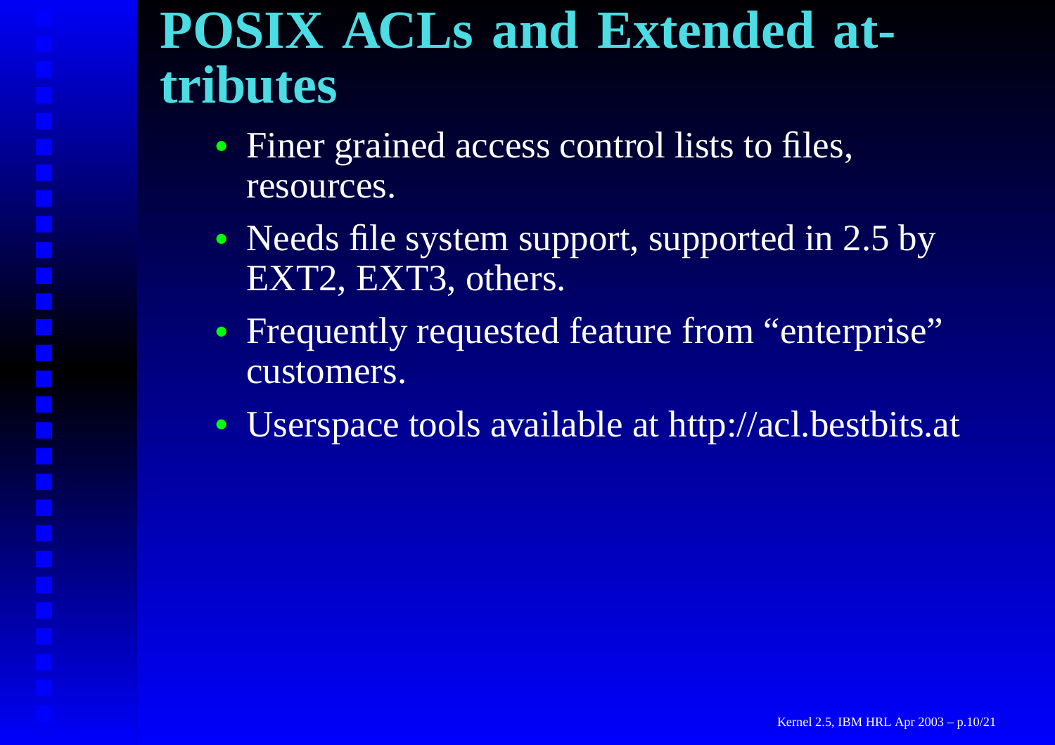# POSIX ACLs and Extended attributes

- Finer grained access control lists to files, resources.
- Needs file system support, supported in 2.5 by EXT2, EXT3, others.
- Frequently requested feature from "enterprise" customers.
- Userspace tools available at http://acl.bestbits.at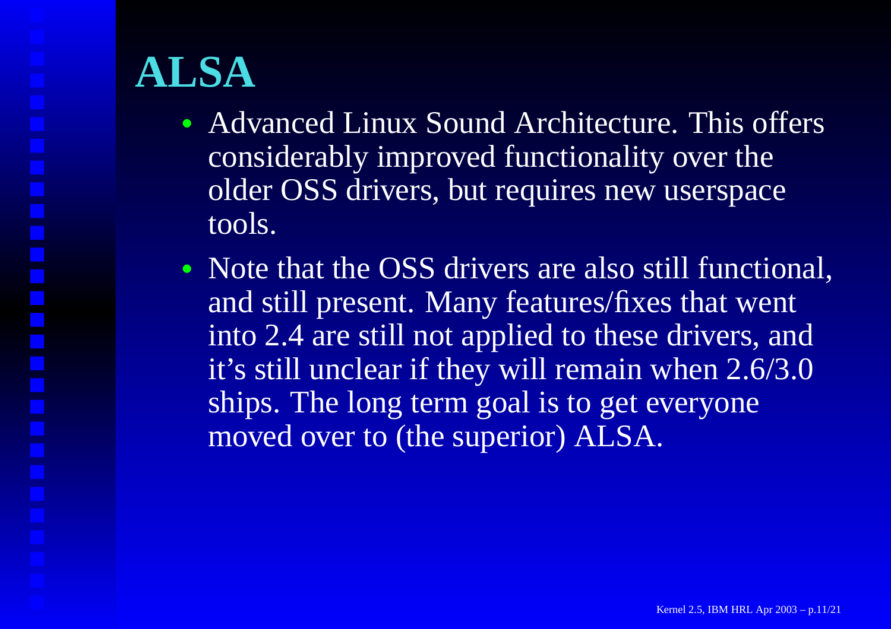# ALSA

- Advanced Linux Sound Architecture. This offers considerably improved functionality over the older OSS drivers, but requires new userspace tools.
- Note that the OSS drivers are also still functional, and still present. Many features/fixes that went into 2.4 are still not applied to these drivers, and it's still unclear if they will remain when 2.6/3.0 ships. The long term goal is to get everyone moved over to (the superior) ALSA.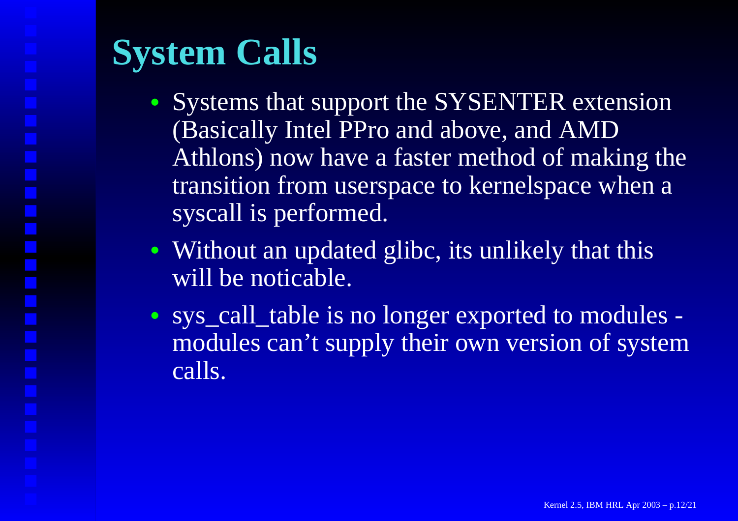# System Calls

- Systems that support the SYSENTER extension (Basically Intel PPro and above, and AMD Athlons) now have a faster method of making the transition from userspace to kernelspace when a syscall is performed.
- Without an updated glibc, its unlikely that this will be noticable.
- sys_call_table is no longer exported to modules - modules can't supply their own version of system calls.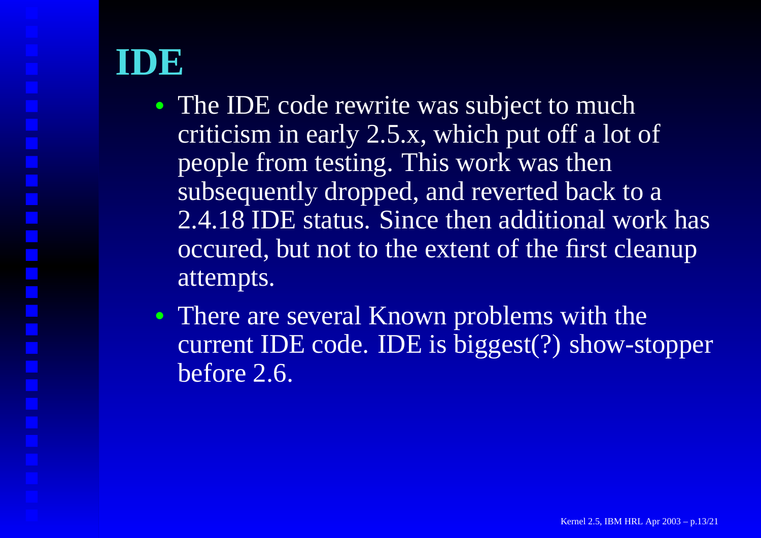# IDE

- The IDE code rewrite was subject to much criticism in early 2.5.x, which put off a lot of people from testing. This work was then subsequently dropped, and reverted back to a 2.4.18 IDE status. Since then additional work has occured, but not to the extent of the first cleanup attempts.
- There are several Known problems with the current IDE code. IDE is biggest(?) show-stopper before 2.6.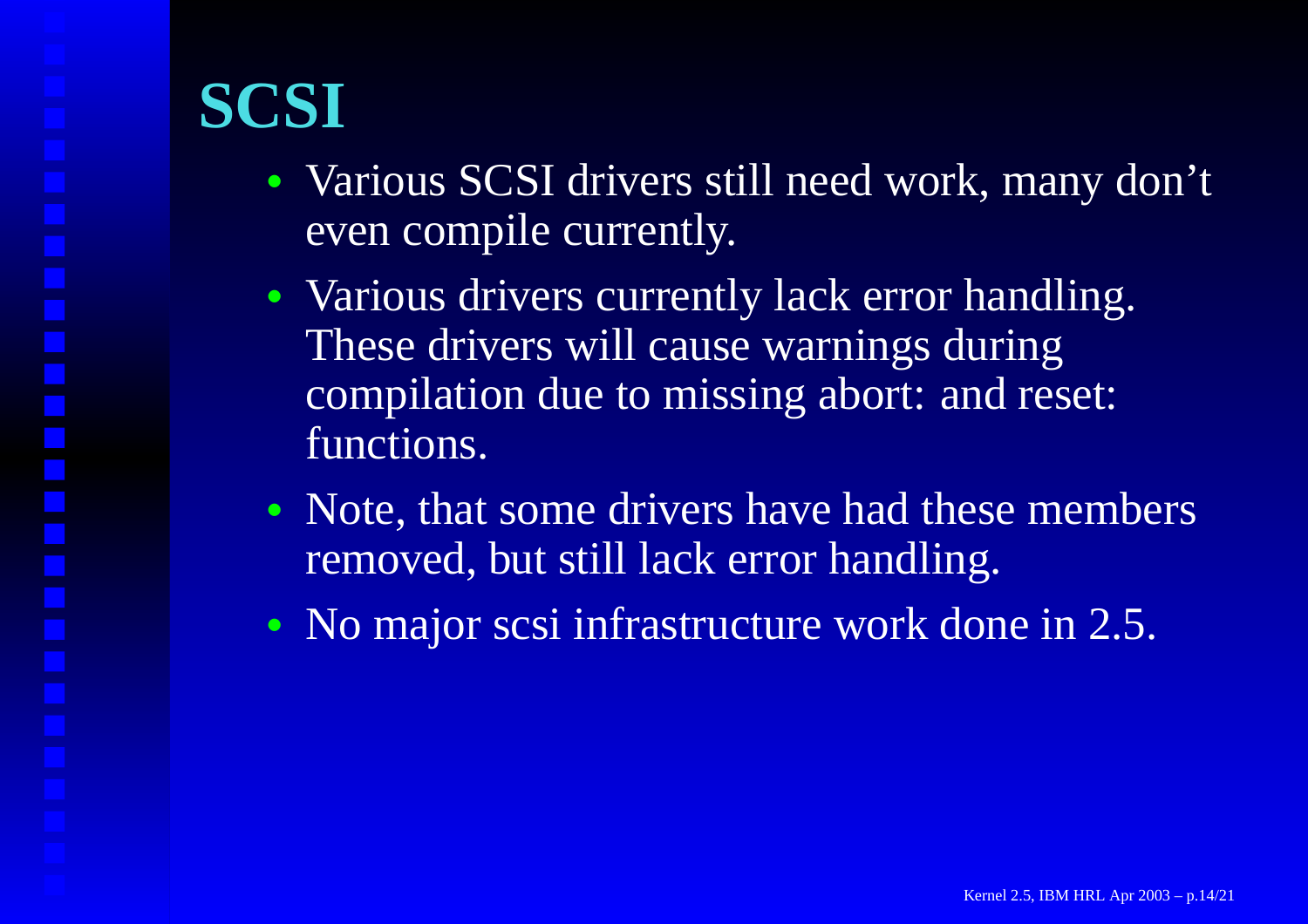# SCSI

- Various SCSI drivers still need work, many don't even compile currently.
- Various drivers currently lack error handling. These drivers will cause warnings during compilation due to missing abort: and reset: functions.
- Note, that some drivers have had these members removed, but still lack error handling.
- No major scsi infrastructure work done in 2.5.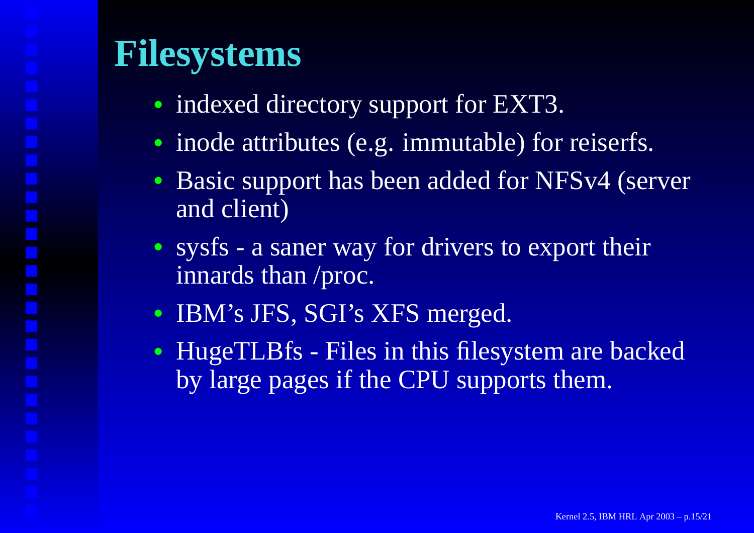# Filesystems

- indexed directory support for EXT3.
- inode attributes (e.g. immutable) for reiserfs.
- Basic support has been added for NFSv4 (server and client)
- sysfs - a saner way for drivers to export their innards than /proc.
- IBM's JFS, SGI's XFS merged.
- HugeTLBfs - Files in this filesystem are backed by large pages if the CPU supports them.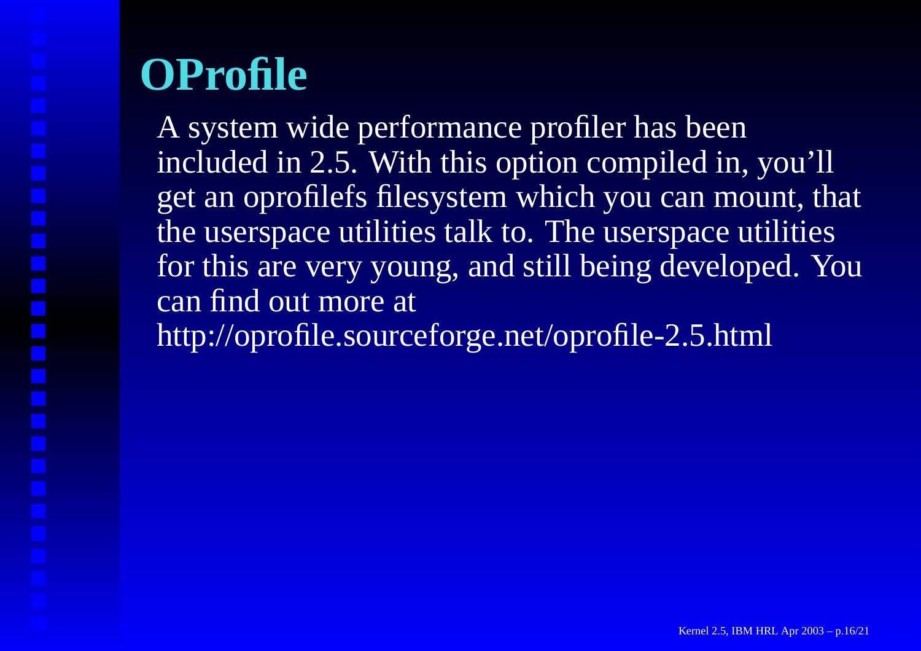# OProfile

A system wide performance profiler has been included in 2.5. With this option compiled in, you'll get an oprofilefs filesystem which you can mount, that the userspace utilities talk to. The userspace utilities for this are very young, and still being developed. You can find out more at http://oprofile.sourceforge.net/oprofile-2.5.html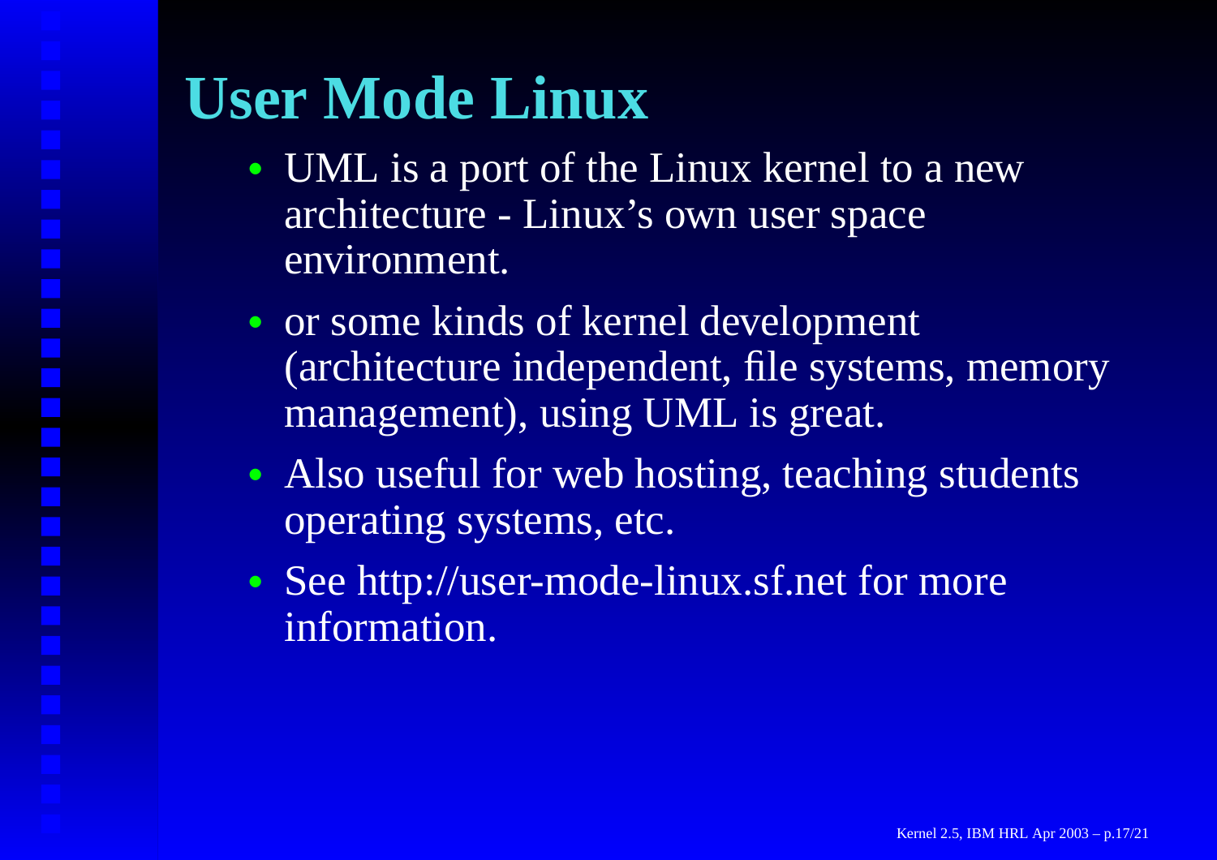# User Mode Linux

- UML is a port of the Linux kernel to a new architecture - Linux's own user space environment.
- or some kinds of kernel development (architecture independent, file systems, memory management), using UML is great.
- Also useful for web hosting, teaching students operating systems, etc.
- See http://user-mode-linux.sf.net for more information.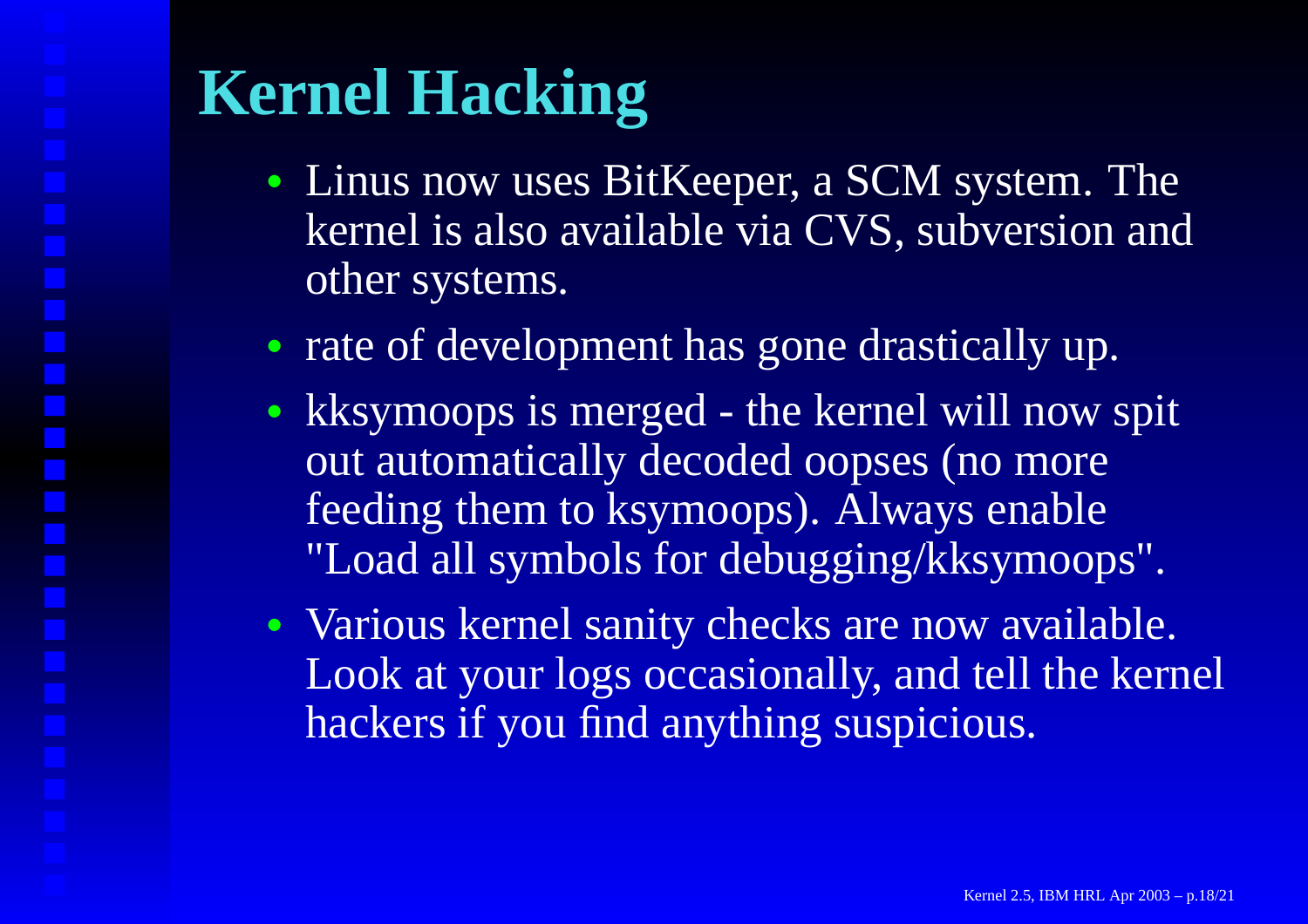# Kernel Hacking

- Linus now uses BitKeeper, a SCM system. The kernel is also available via CVS, subversion and other systems.
- rate of development has gone drastically up.
- kksymoops is merged - the kernel will now spit out automatically decoded oopses (no more feeding them to ksymoops). Always enable "Load all symbols for debugging/kksymoops".
- Various kernel sanity checks are now available. Look at your logs occasionally, and tell the kernel hackers if you find anything suspicious.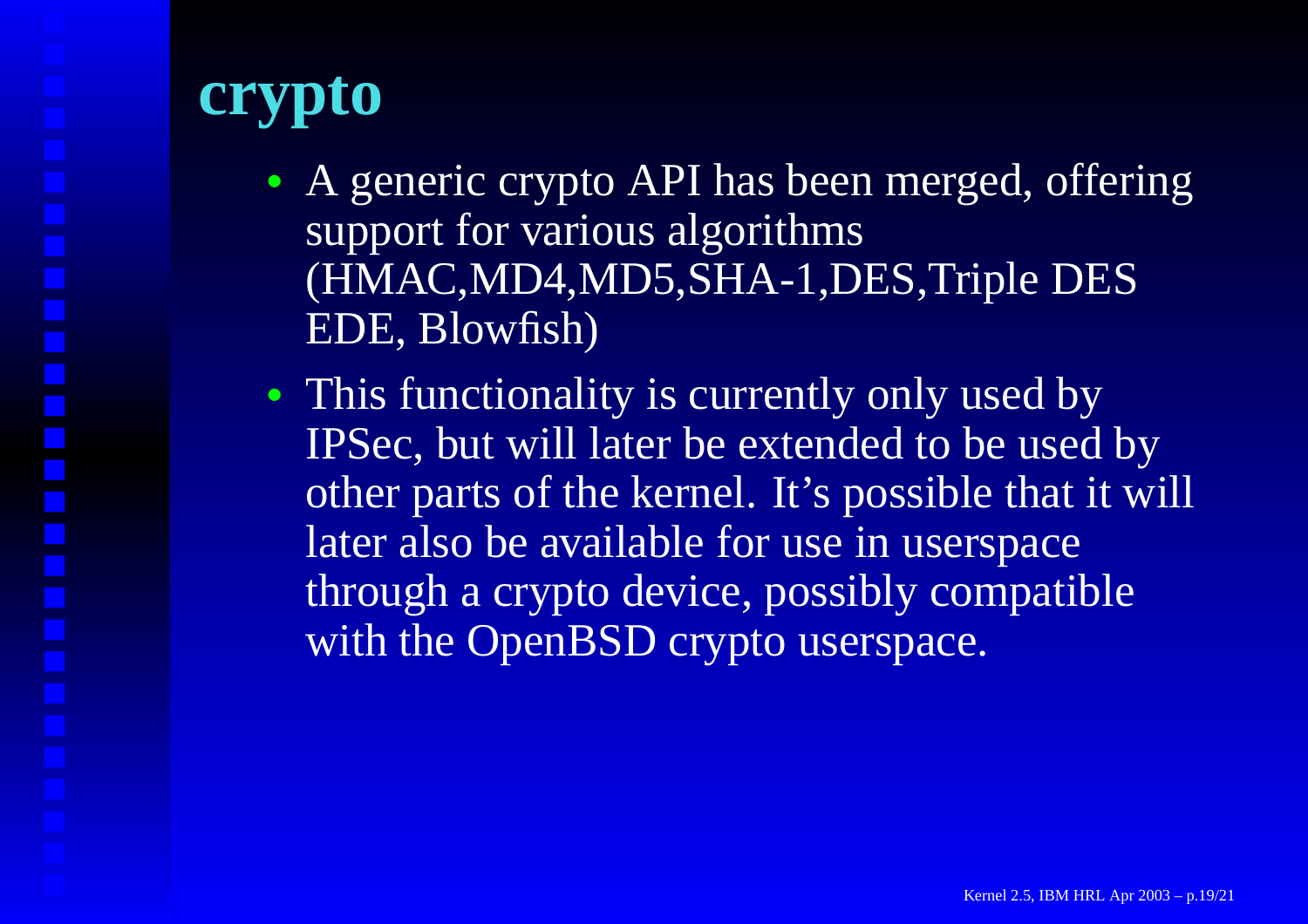# crypto

- A generic crypto API has been merged, offering support for various algorithms (HMAC,MD4,MD5,SHA-1,DES,Triple DES EDE, Blowfish)
- This functionality is currently only used by IPSec, but will later be extended to be used by other parts of the kernel. It's possible that it will later also be available for use in userspace through a crypto device, possibly compatible with the OpenBSD crypto userspace.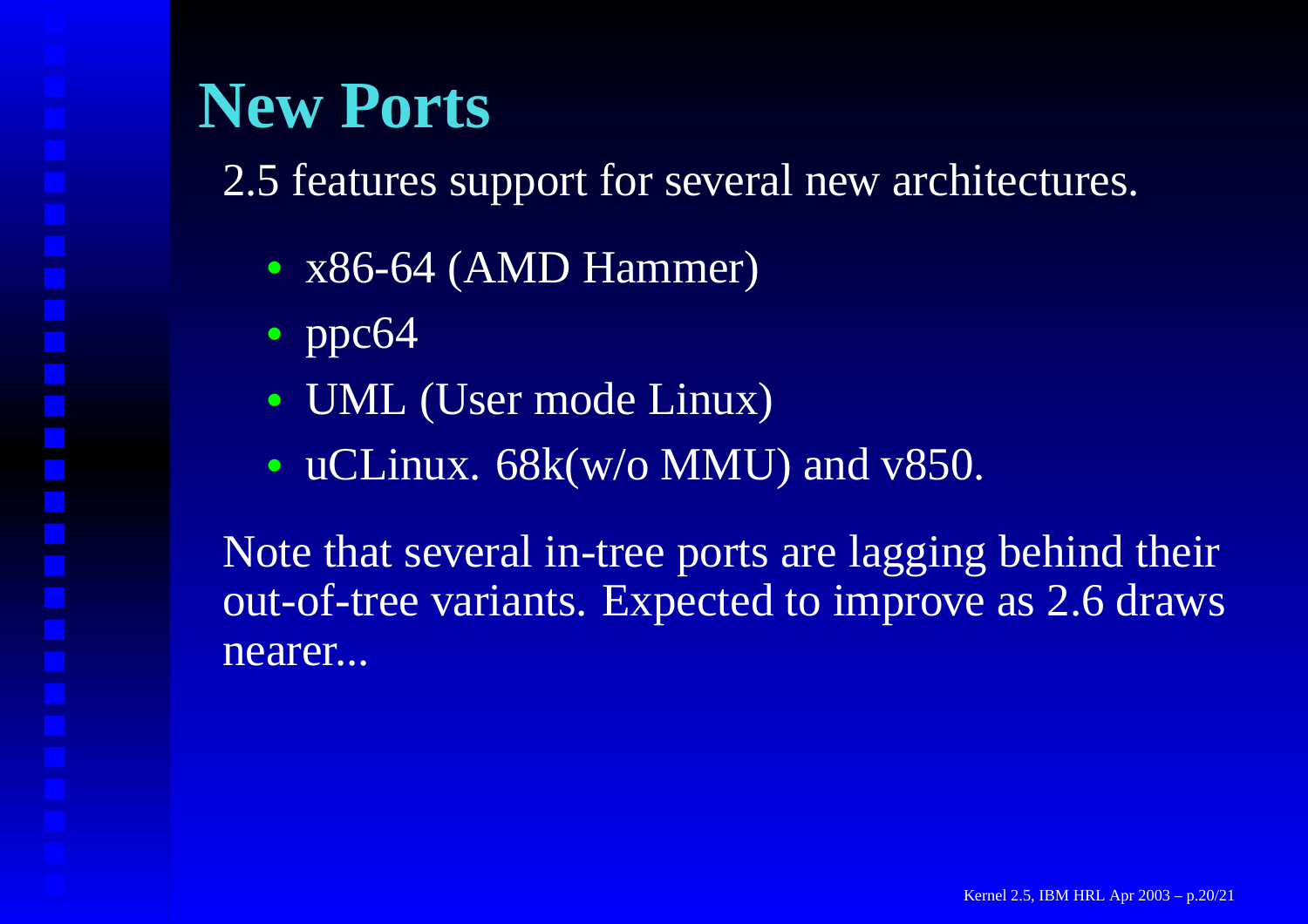# New Ports

2.5 features support for several new architectures.

- x86-64 (AMD Hammer)
- ppc64
- UML (User mode Linux)
- uCLinux. 68k(w/o MMU) and v850.

Note that several in-tree ports are lagging behind their out-of-tree variants. Expected to improve as 2.6 draws nearer...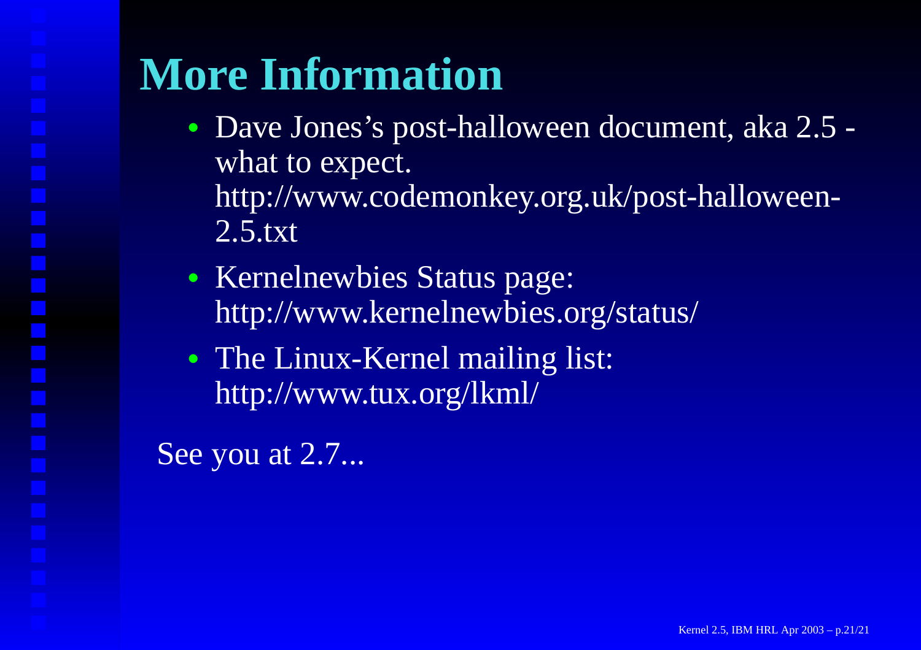# More Information

- Dave Jones's post-halloween document, aka 2.5 - what to expect. http://www.codemonkey.org.uk/post-halloween-2.5.txt
- Kernelnewbies Status page: http://www.kernelnewbies.org/status/
- The Linux-Kernel mailing list: http://www.tux.org/lkml/

See you at 2.7...